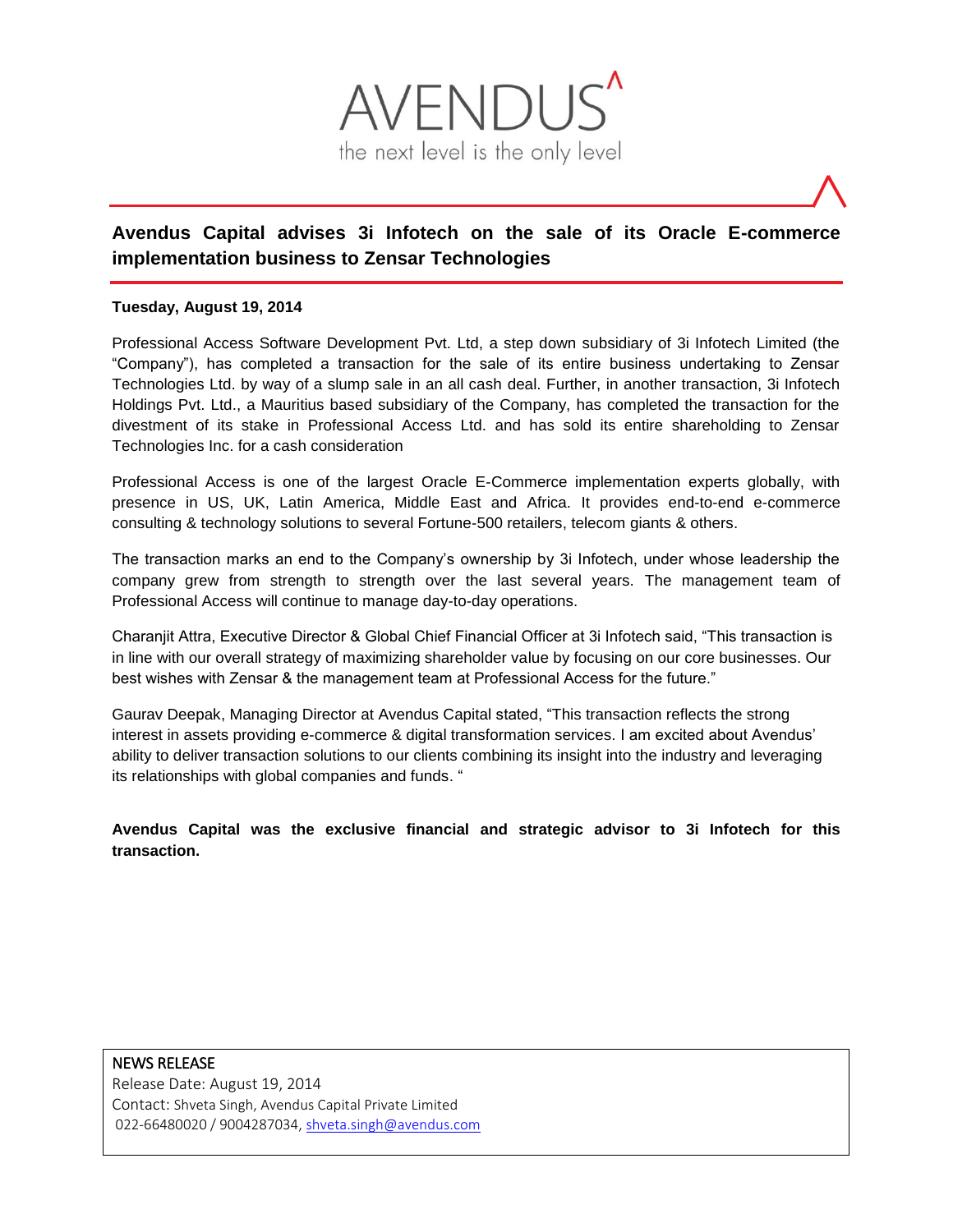AVENDUS

the next level is the only level

# Avendus Capital advises 3i Infotech on the sale of its Oracle E-commerce implementation business to Zensar Technologies

**Tuesday, August 19, 2014**

Professional Access Software Development Pvt. Ltd, a step down subsidiary of 3i Infotech Limited (the "Company"), has completed a transaction for the sale of its entire business undertaking to Zensar Technologies Ltd. by way of a slump sale in an all cash deal. Further, in another transaction, 3i Infotech Holdings Pvt. Ltd., a Mauritius based subsidiary of the Company, has completed the transaction for the divestment of its stake in Professional Access Ltd. and has sold its entire shareholding to Zensar Technologies Inc. for a cash consideration

Professional Access is one of the largest Oracle E-Commerce implementation experts globally, with presence in US, UK, Latin America, Middle East and Africa. It provides end-to-end e-commerce consulting & technology solutions to several Fortune-500 retailers, telecom giants & others.

The transaction marks an end to the Company's ownership by 3i Infotech, under whose leadership the company grew from strength to strength over the last several years. The management team of Professional Access will continue to manage day-to-day operations.

Charanjit Attra, Executive Director & Global Chief Financial Officer at 3i Infotech said, "This transaction is in line with our overall strategy of maximizing shareholder value by focusing on our core businesses. Our best wishes with Zensar & the management team at Professional Access for the future."

Gaurav Deepak, Managing Director at Avendus Capital stated, "This transaction reflects the strong interest in assets providing e-commerce & digital transformation services. I am excited about Avendus' ability to deliver transaction solutions to our clients combining its insight into the industry and leveraging its relationships with global companies and funds. "

**Avendus Capital was the exclusive financial and strategic advisor to 3i Infotech for this transaction.**

NEWS RELEASE
Release Date: August 19, 2014
Contact: Shveta Singh, Avendus Capital Private Limited
022-66480020 / 9004287034, shveta.singh@avendus.com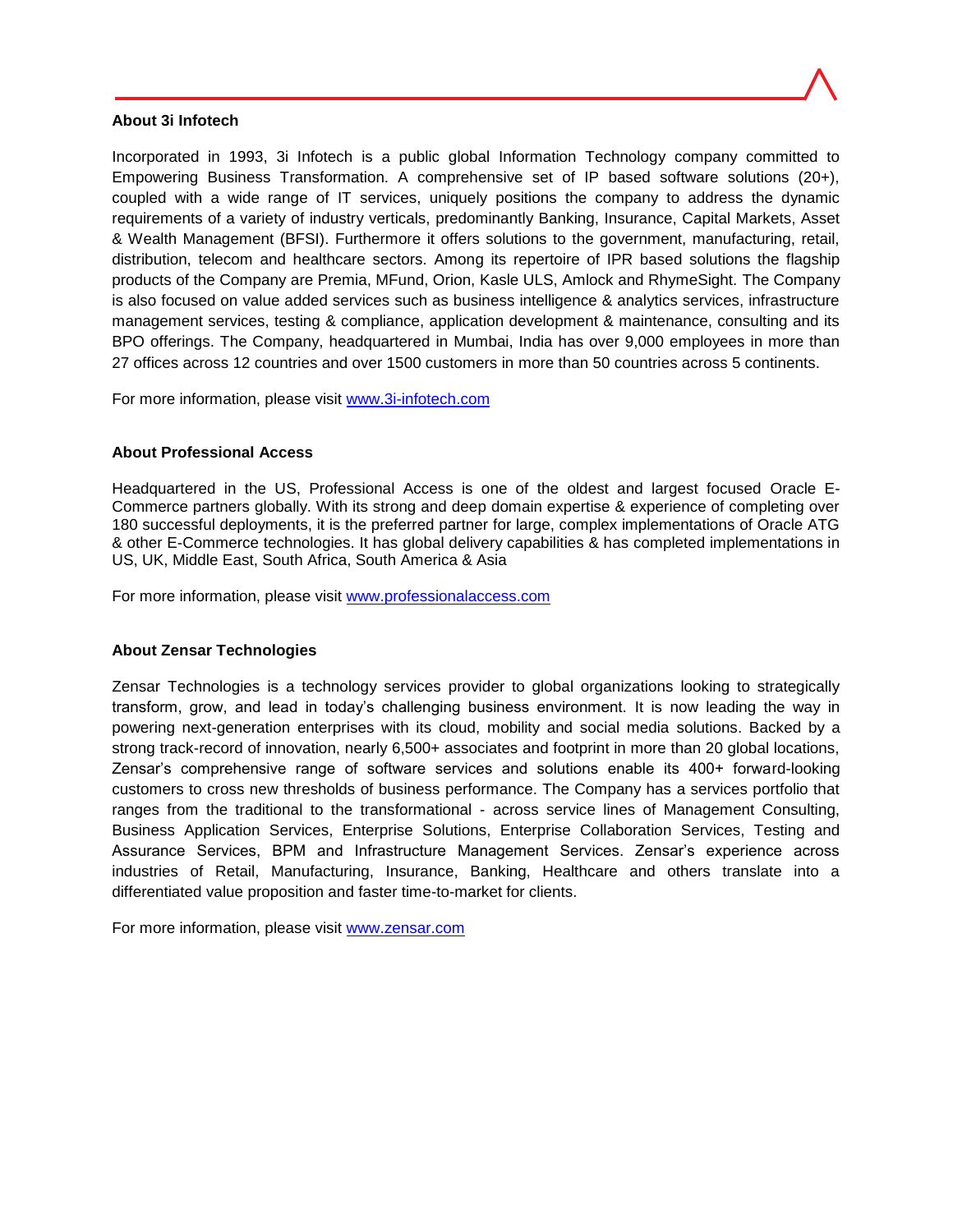### About 3i Infotech

Incorporated in 1993, 3i Infotech is a public global Information Technology company committed to Empowering Business Transformation. A comprehensive set of IP based software solutions (20+), coupled with a wide range of IT services, uniquely positions the company to address the dynamic requirements of a variety of industry verticals, predominantly Banking, Insurance, Capital Markets, Asset & Wealth Management (BFSI). Furthermore it offers solutions to the government, manufacturing, retail, distribution, telecom and healthcare sectors. Among its repertoire of IPR based solutions the flagship products of the Company are Premia, MFund, Orion, Kasle ULS, Amlock and RhymeSight. The Company is also focused on value added services such as business intelligence & analytics services, infrastructure management services, testing & compliance, application development & maintenance, consulting and its BPO offerings. The Company, headquartered in Mumbai, India has over 9,000 employees in more than 27 offices across 12 countries and over 1500 customers in more than 50 countries across 5 continents.

For more information, please visit [www.3i-infotech.com](http://www.3i-infotech.com)

### About Professional Access

Headquartered in the US, Professional Access is one of the oldest and largest focused Oracle E-Commerce partners globally. With its strong and deep domain expertise & experience of completing over 180 successful deployments, it is the preferred partner for large, complex implementations of Oracle ATG & other E-Commerce technologies. It has global delivery capabilities & has completed implementations in US, UK, Middle East, South Africa, South America & Asia

For more information, please visit [www.professionalaccess.com](http://www.professionalaccess.com)

### About Zensar Technologies

Zensar Technologies is a technology services provider to global organizations looking to strategically transform, grow, and lead in today's challenging business environment. It is now leading the way in powering next-generation enterprises with its cloud, mobility and social media solutions. Backed by a strong track-record of innovation, nearly 6,500+ associates and footprint in more than 20 global locations, Zensar's comprehensive range of software services and solutions enable its 400+ forward-looking customers to cross new thresholds of business performance. The Company has a services portfolio that ranges from the traditional to the transformational - across service lines of Management Consulting, Business Application Services, Enterprise Solutions, Enterprise Collaboration Services, Testing and Assurance Services, BPM and Infrastructure Management Services. Zensar's experience across industries of Retail, Manufacturing, Insurance, Banking, Healthcare and others translate into a differentiated value proposition and faster time-to-market for clients.

For more information, please visit [www.zensar.com](http://www.zensar.com)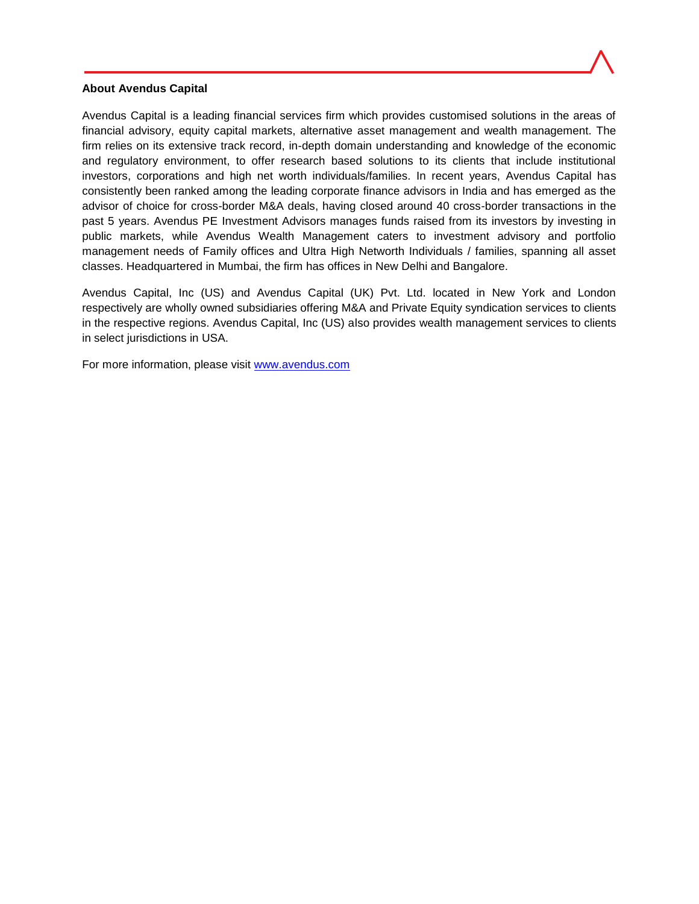**About Avendus Capital**

Avendus Capital is a leading financial services firm which provides customised solutions in the areas of financial advisory, equity capital markets, alternative asset management and wealth management. The firm relies on its extensive track record, in-depth domain understanding and knowledge of the economic and regulatory environment, to offer research based solutions to its clients that include institutional investors, corporations and high net worth individuals/families. In recent years, Avendus Capital has consistently been ranked among the leading corporate finance advisors in India and has emerged as the advisor of choice for cross-border M&A deals, having closed around 40 cross-border transactions in the past 5 years. Avendus PE Investment Advisors manages funds raised from its investors by investing in public markets, while Avendus Wealth Management caters to investment advisory and portfolio management needs of Family offices and Ultra High Networth Individuals / families, spanning all asset classes. Headquartered in Mumbai, the firm has offices in New Delhi and Bangalore.

Avendus Capital, Inc (US) and Avendus Capital (UK) Pvt. Ltd. located in New York and London respectively are wholly owned subsidiaries offering M&A and Private Equity syndication services to clients in the respective regions. Avendus Capital, Inc (US) also provides wealth management services to clients in select jurisdictions in USA.

For more information, please visit [www.avendus.com](http://www.avendus.com)